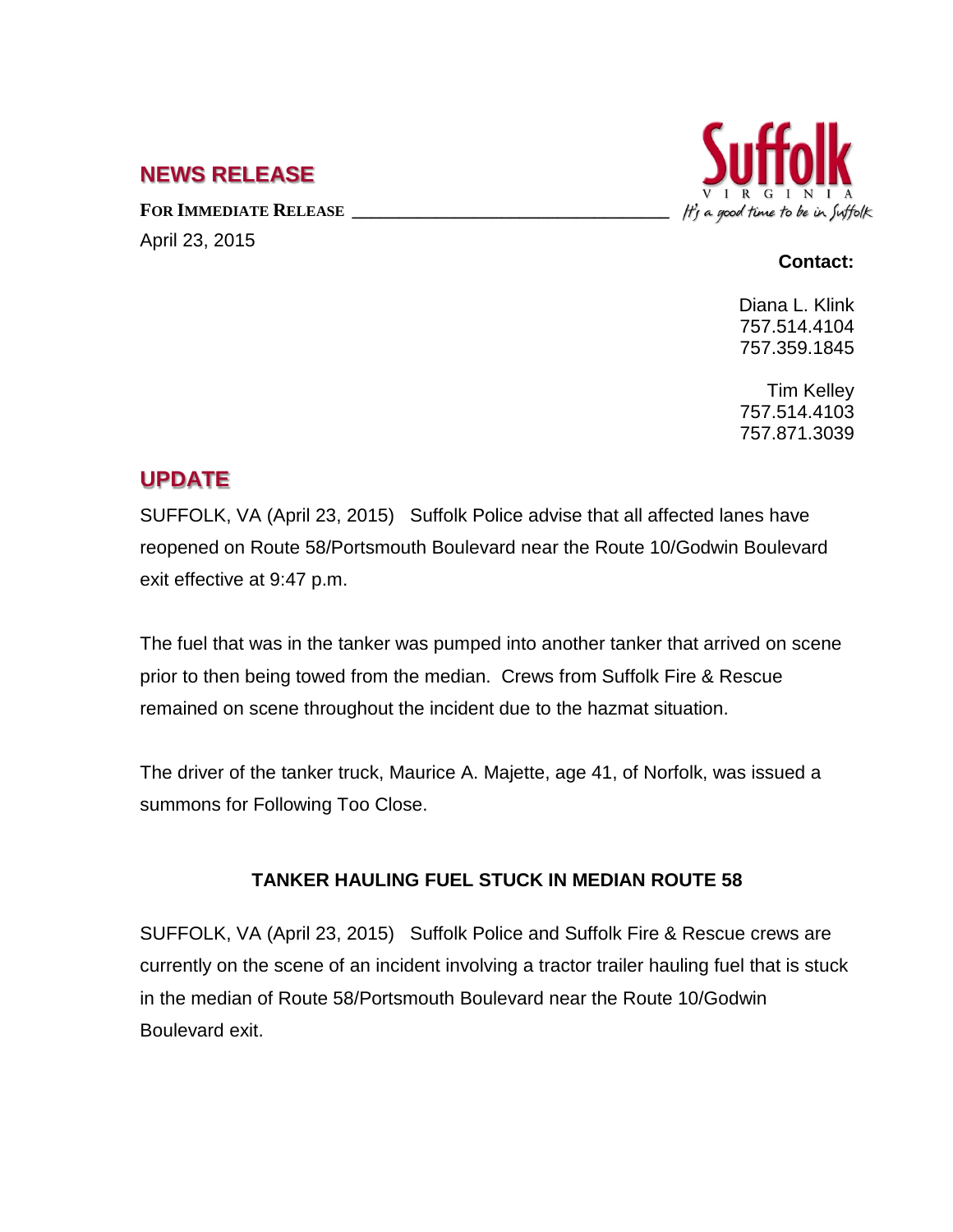## NEWS RELEASE

Suffolk
VIRGINIA
*It's a good time to be in Suffolk*

**FOR IMMEDIATE RELEASE**

April 23, 2015

**Contact:**

Diana L. Klink
757.514.4104
757.359.1845

Tim Kelley
757.514.4103
757.871.3039

## UPDATE

SUFFOLK, VA (April 23, 2015) Suffolk Police advise that all affected lanes have reopened on Route 58/Portsmouth Boulevard near the Route 10/Godwin Boulevard exit effective at 9:47 p.m.

The fuel that was in the tanker was pumped into another tanker that arrived on scene prior to then being towed from the median. Crews from Suffolk Fire & Rescue remained on scene throughout the incident due to the hazmat situation.

The driver of the tanker truck, Maurice A. Majette, age 41, of Norfolk, was issued a summons for Following Too Close.

**TANKER HAULING FUEL STUCK IN MEDIAN ROUTE 58**

SUFFOLK, VA (April 23, 2015) Suffolk Police and Suffolk Fire & Rescue crews are currently on the scene of an incident involving a tractor trailer hauling fuel that is stuck in the median of Route 58/Portsmouth Boulevard near the Route 10/Godwin Boulevard exit.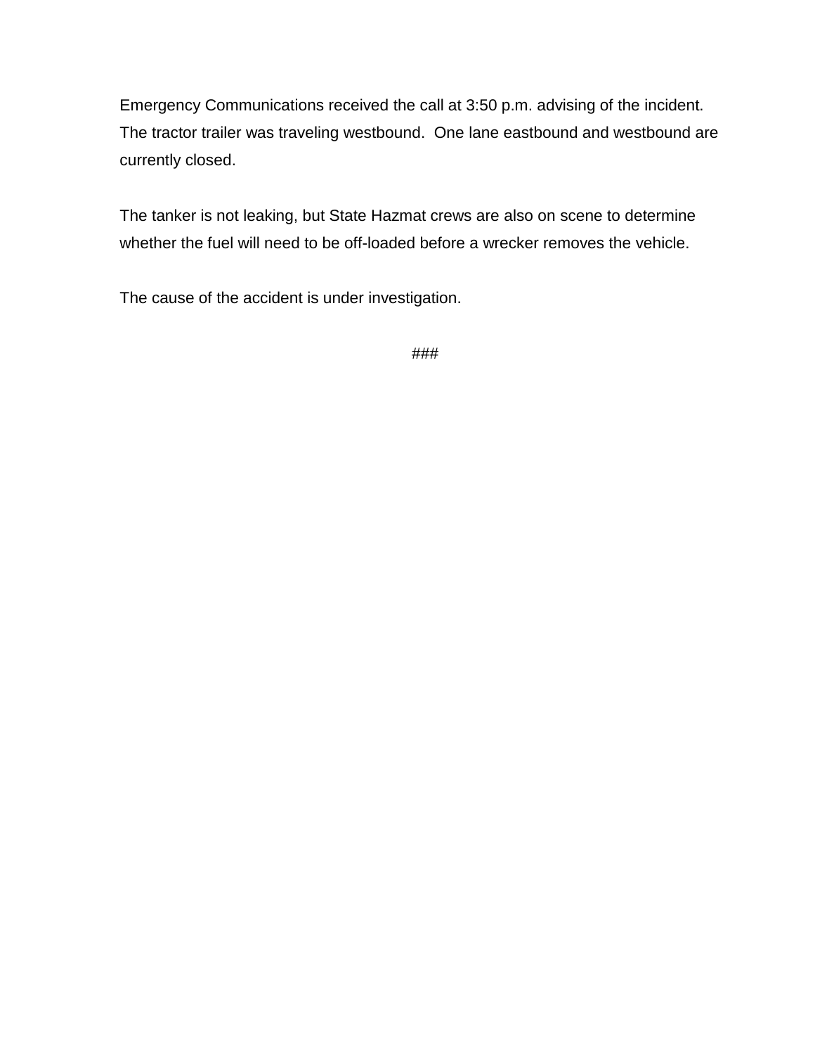Emergency Communications received the call at 3:50 p.m. advising of the incident. The tractor trailer was traveling westbound. One lane eastbound and westbound are currently closed.

The tanker is not leaking, but State Hazmat crews are also on scene to determine whether the fuel will need to be off-loaded before a wrecker removes the vehicle.

The cause of the accident is under investigation.

###